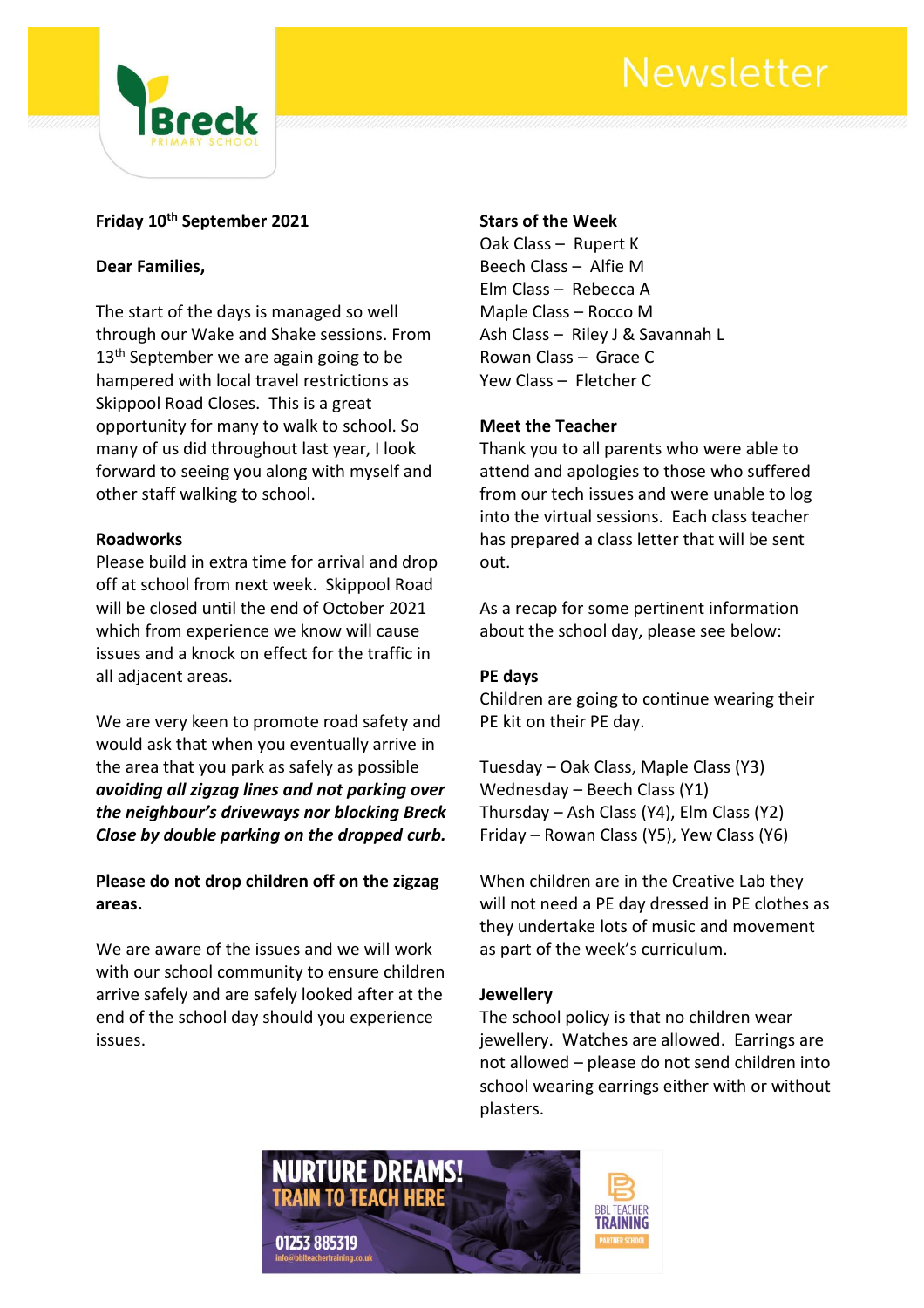# Newsletter

Breck Primary School

**Friday 10th September 2021**

**Dear Families,**

The start of the days is managed so well through our Wake and Shake sessions. From 13th September we are again going to be hampered with local travel restrictions as Skippool Road Closes. This is a great opportunity for many to walk to school. So many of us did throughout last year, I look forward to seeing you along with myself and other staff walking to school.

**Roadworks**

Please build in extra time for arrival and drop off at school from next week. Skippool Road will be closed until the end of October 2021 which from experience we know will cause issues and a knock on effect for the traffic in all adjacent areas.

We are very keen to promote road safety and would ask that when you eventually arrive in the area that you park as safely as possible ***avoiding all zigzag lines and not parking over the neighbour's driveways nor blocking Breck Close by double parking on the dropped curb.***

**Please do not drop children off on the zigzag areas.**

We are aware of the issues and we will work with our school community to ensure children arrive safely and are safely looked after at the end of the school day should you experience issues.

**Stars of the Week**

Oak Class – Rupert K
Beech Class – Alfie M
Elm Class – Rebecca A
Maple Class – Rocco M
Ash Class – Riley J & Savannah L
Rowan Class – Grace C
Yew Class – Fletcher C

**Meet the Teacher**

Thank you to all parents who were able to attend and apologies to those who suffered from our tech issues and were unable to log into the virtual sessions. Each class teacher has prepared a class letter that will be sent out.

As a recap for some pertinent information about the school day, please see below:

**PE days**

Children are going to continue wearing their PE kit on their PE day.

Tuesday – Oak Class, Maple Class (Y3)
Wednesday – Beech Class (Y1)
Thursday – Ash Class (Y4), Elm Class (Y2)
Friday – Rowan Class (Y5), Yew Class (Y6)

When children are in the Creative Lab they will not need a PE day dressed in PE clothes as they undertake lots of music and movement as part of the week's curriculum.

**Jewellery**

The school policy is that no children wear jewellery. Watches are allowed. Earrings are not allowed – please do not send children into school wearing earrings either with or without plasters.

NURTURE DREAMS! TRAIN TO TEACH HERE
01253 885319
info@bblteachertraining.co.uk
BBL TEACHER TRAINING PARTNER SCHOOL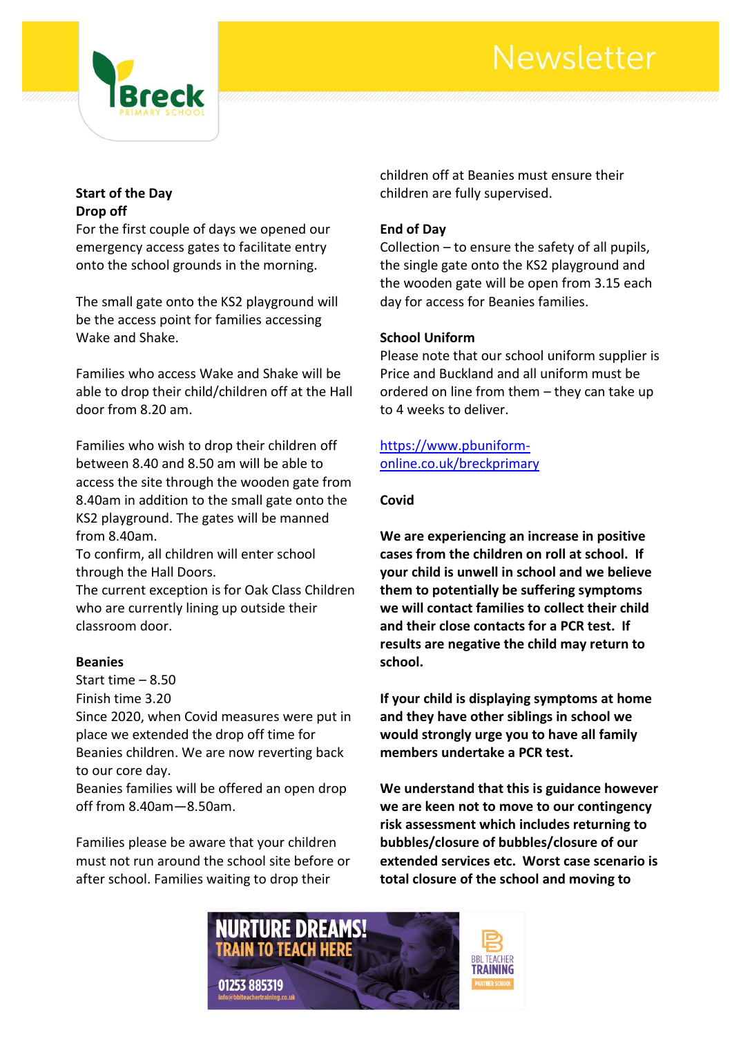**Start of the Day**
**Drop off**
For the first couple of days we opened our emergency access gates to facilitate entry onto the school grounds in the morning.

The small gate onto the KS2 playground will be the access point for families accessing Wake and Shake.

Families who access Wake and Shake will be able to drop their child/children off at the Hall door from 8.20 am.

Families who wish to drop their children off between 8.40 and 8.50 am will be able to access the site through the wooden gate from 8.40am in addition to the small gate onto the KS2 playground. The gates will be manned from 8.40am.
To confirm, all children will enter school through the Hall Doors.
The current exception is for Oak Class Children who are currently lining up outside their classroom door.

**Beanies**
Start time – 8.50
Finish time 3.20
Since 2020, when Covid measures were put in place we extended the drop off time for Beanies children. We are now reverting back to our core day.
Beanies families will be offered an open drop off from 8.40am—8.50am.

Families please be aware that your children must not run around the school site before or after school. Families waiting to drop their children off at Beanies must ensure their children are fully supervised.

**End of Day**
Collection – to ensure the safety of all pupils, the single gate onto the KS2 playground and the wooden gate will be open from 3.15 each day for access for Beanies families.

**School Uniform**
Please note that our school uniform supplier is Price and Buckland and all uniform must be ordered on line from them – they can take up to 4 weeks to deliver.

https://www.pbuniform-online.co.uk/breckprimary

**Covid**

**We are experiencing an increase in positive cases from the children on roll at school. If your child is unwell in school and we believe them to potentially be suffering symptoms we will contact families to collect their child and their close contacts for a PCR test. If results are negative the child may return to school.**

**If your child is displaying symptoms at home and they have other siblings in school we would strongly urge you to have all family members undertake a PCR test.**

**We understand that this is guidance however we are keen not to move to our contingency risk assessment which includes returning to bubbles/closure of bubbles/closure of our extended services etc. Worst case scenario is total closure of the school and moving to**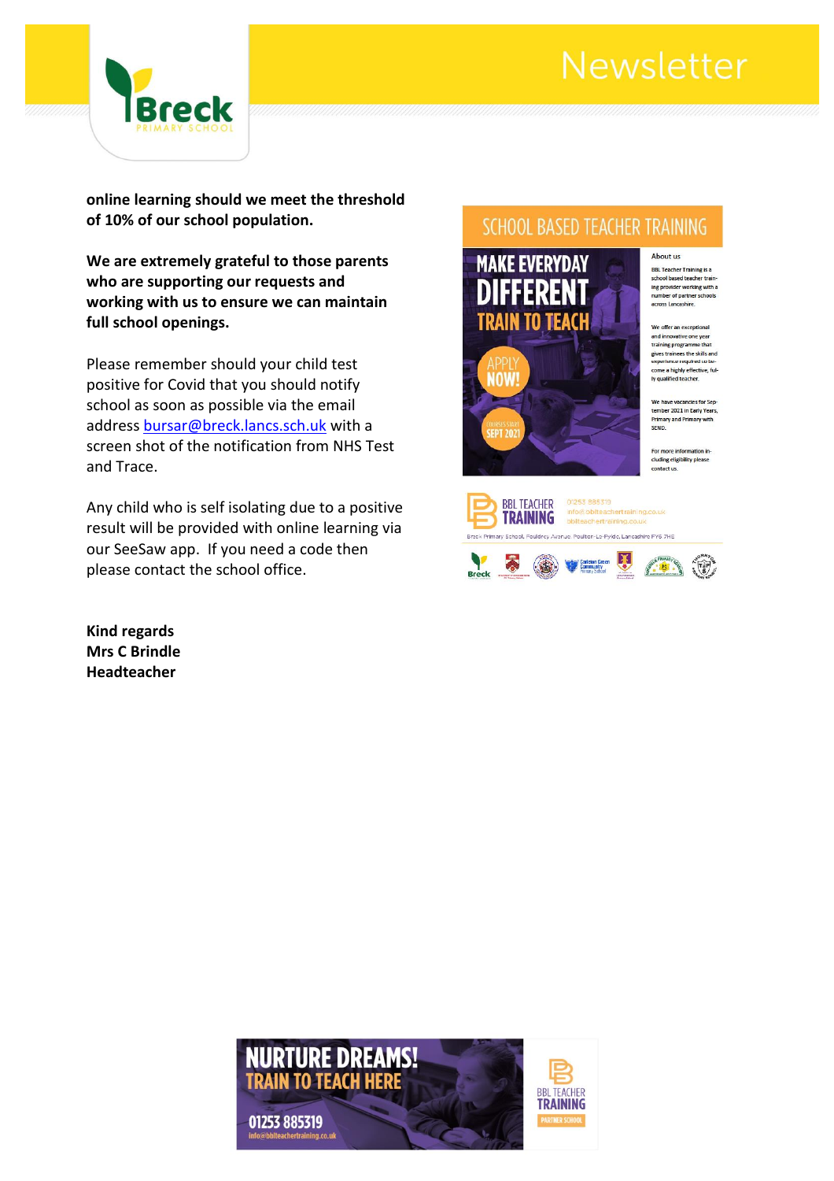**online learning should we meet the threshold of 10% of our school population.**

**We are extremely grateful to those parents who are supporting our requests and working with us to ensure we can maintain full school openings.**

Please remember should your child test positive for Covid that you should notify school as soon as possible via the email address bursar@breck.lancs.sch.uk with a screen shot of the notification from NHS Test and Trace.

Any child who is self isolating due to a positive result will be provided with online learning via our SeeSaw app. If you need a code then please contact the school office.

**Kind regards**
**Mrs C Brindle**
**Headteacher**

SCHOOL BASED TEACHER TRAINING

MAKE EVERYDAY DIFFERENT TRAIN TO TEACH

APPLY NOW!

COURSES START SEPT 2021

About us

BBL Teacher Training is a school based teacher training provider working with a number of partner schools across Lancashire.

We offer an exceptional and innovative one year training programme that gives trainees the skills and experience required to become a highly effective, fully qualified teacher.

We have vacancies for September 2021 in Early Years, Primary and Primary with SEND.

For more information including eligibility please contact us.

BBL TEACHER TRAINING
01253 885319
info@bblteachertraining.co.uk
bblteachertraining.co.uk

Breck Primary School, Fouldrey Avenue, Poulton-Le-Fylde, Lancashire FY6 7HE

NURTURE DREAMS! TRAIN TO TEACH HERE

01253 885319
info@bblteachertraining.co.uk

BBL TEACHER TRAINING
PARTNER SCHOOL